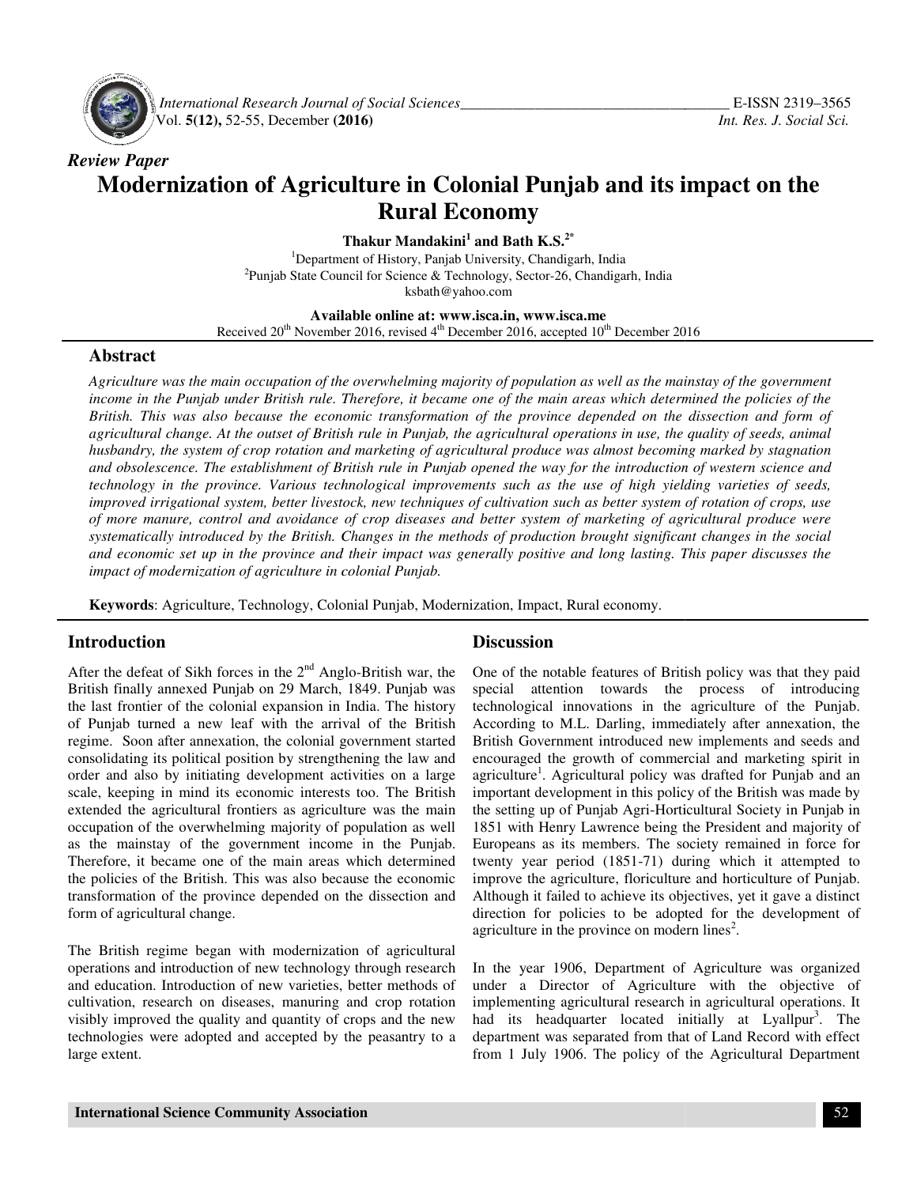*Review Paper*

# Modernization of Agriculture in Colonial Punjab and its impact on the Rural Economy

**Thakur Mandakini[1] and Bath K.S.[2*]**

[1]Department of History, Panjab University, Chandigarh, India
[2]Punjab State Council for Science & Technology, Sector-26, Chandigarh, India
ksbath@yahoo.com

**Available online at: www.isca.in, www.isca.me**
Received 20th November 2016, revised 4th December 2016, accepted 10th December 2016

## Abstract

*Agriculture was the main occupation of the overwhelming majority of population as well as the mainstay of the government income in the Punjab under British rule. Therefore, it became one of the main areas which determined the policies of the British. This was also because the economic transformation of the province depended on the dissection and form of agricultural change. At the outset of British rule in Punjab, the agricultural operations in use, the quality of seeds, animal husbandry, the system of crop rotation and marketing of agricultural produce was almost becoming marked by stagnation and obsolescence. The establishment of British rule in Punjab opened the way for the introduction of western science and technology in the province. Various technological improvements such as the use of high yielding varieties of seeds, improved irrigational system, better livestock, new techniques of cultivation such as better system of rotation of crops, use of more manure, control and avoidance of crop diseases and better system of marketing of agricultural produce were systematically introduced by the British. Changes in the methods of production brought significant changes in the social and economic set up in the province and their impact was generally positive and long lasting. This paper discusses the impact of modernization of agriculture in colonial Punjab.*

**Keywords**: Agriculture, Technology, Colonial Punjab, Modernization, Impact, Rural economy.

## Introduction

After the defeat of Sikh forces in the 2nd Anglo-British war, the British finally annexed Punjab on 29 March, 1849. Punjab was the last frontier of the colonial expansion in India. The history of Punjab turned a new leaf with the arrival of the British regime. Soon after annexation, the colonial government started consolidating its political position by strengthening the law and order and also by initiating development activities on a large scale, keeping in mind its economic interests too. The British extended the agricultural frontiers as agriculture was the main occupation of the overwhelming majority of population as well as the mainstay of the government income in the Punjab. Therefore, it became one of the main areas which determined the policies of the British. This was also because the economic transformation of the province depended on the dissection and form of agricultural change.

The British regime began with modernization of agricultural operations and introduction of new technology through research and education. Introduction of new varieties, better methods of cultivation, research on diseases, manuring and crop rotation visibly improved the quality and quantity of crops and the new technologies were adopted and accepted by the peasantry to a large extent.

## Discussion

One of the notable features of British policy was that they paid special attention towards the process of introducing technological innovations in the agriculture of the Punjab. According to M.L. Darling, immediately after annexation, the British Government introduced new implements and seeds and encouraged the growth of commercial and marketing spirit in agriculture[1]. Agricultural policy was drafted for Punjab and an important development in this policy of the British was made by the setting up of Punjab Agri-Horticultural Society in Punjab in 1851 with Henry Lawrence being the President and majority of Europeans as its members. The society remained in force for twenty year period (1851-71) during which it attempted to improve the agriculture, floriculture and horticulture of Punjab. Although it failed to achieve its objectives, yet it gave a distinct direction for policies to be adopted for the development of agriculture in the province on modern lines[2].

In the year 1906, Department of Agriculture was organized under a Director of Agriculture with the objective of implementing agricultural research in agricultural operations. It had its headquarter located initially at Lyallpur[3]. The department was separated from that of Land Record with effect from 1 July 1906. The policy of the Agricultural Department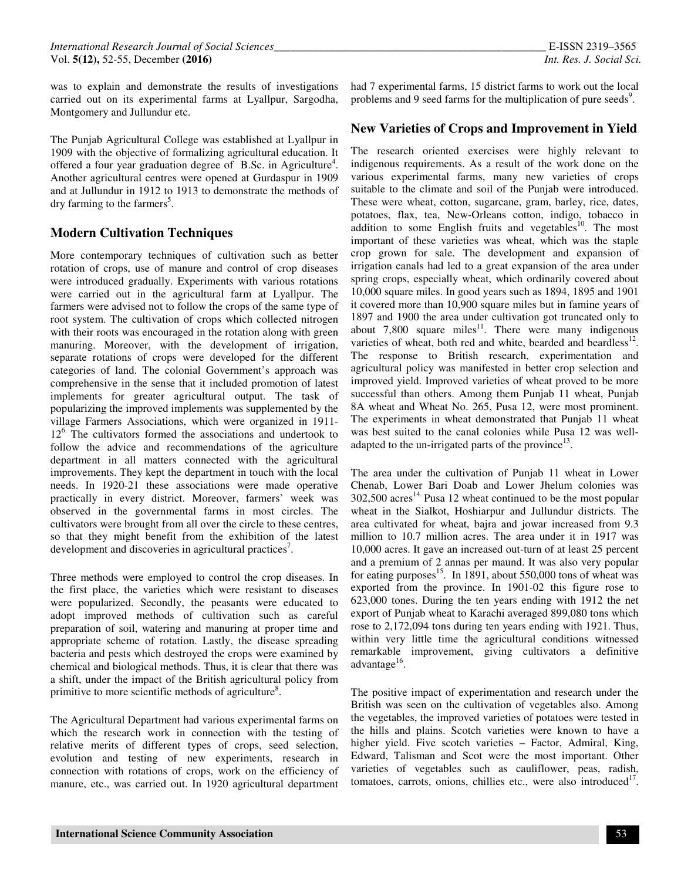was to explain and demonstrate the results of investigations carried out on its experimental farms at Lyallpur, Sargodha, Montgomery and Jullundur etc.

The Punjab Agricultural College was established at Lyallpur in 1909 with the objective of formalizing agricultural education. It offered a four year graduation degree of B.Sc. in Agriculture[4]. Another agricultural centres were opened at Gurdaspur in 1909 and at Jullundur in 1912 to 1913 to demonstrate the methods of dry farming to the farmers[5].

## Modern Cultivation Techniques

More contemporary techniques of cultivation such as better rotation of crops, use of manure and control of crop diseases were introduced gradually. Experiments with various rotations were carried out in the agricultural farm at Lyallpur. The farmers were advised not to follow the crops of the same type of root system. The cultivation of crops which collected nitrogen with their roots was encouraged in the rotation along with green manuring. Moreover, with the development of irrigation, separate rotations of crops were developed for the different categories of land. The colonial Government's approach was comprehensive in the sense that it included promotion of latest implements for greater agricultural output. The task of popularizing the improved implements was supplemented by the village Farmers Associations, which were organized in 1911-12[6]. The cultivators formed the associations and undertook to follow the advice and recommendations of the agriculture department in all matters connected with the agricultural improvements. They kept the department in touch with the local needs. In 1920-21 these associations were made operative practically in every district. Moreover, farmers' week was observed in the governmental farms in most circles. The cultivators were brought from all over the circle to these centres, so that they might benefit from the exhibition of the latest development and discoveries in agricultural practices[7].

Three methods were employed to control the crop diseases. In the first place, the varieties which were resistant to diseases were popularized. Secondly, the peasants were educated to adopt improved methods of cultivation such as careful preparation of soil, watering and manuring at proper time and appropriate scheme of rotation. Lastly, the disease spreading bacteria and pests which destroyed the crops were examined by chemical and biological methods. Thus, it is clear that there was a shift, under the impact of the British agricultural policy from primitive to more scientific methods of agriculture[8].

The Agricultural Department had various experimental farms on which the research work in connection with the testing of relative merits of different types of crops, seed selection, evolution and testing of new experiments, research in connection with rotations of crops, work on the efficiency of manure, etc., was carried out. In 1920 agricultural department had 7 experimental farms, 15 district farms to work out the local problems and 9 seed farms for the multiplication of pure seeds[9].

## New Varieties of Crops and Improvement in Yield

The research oriented exercises were highly relevant to indigenous requirements. As a result of the work done on the various experimental farms, many new varieties of crops suitable to the climate and soil of the Punjab were introduced. These were wheat, cotton, sugarcane, gram, barley, rice, dates, potatoes, flax, tea, New-Orleans cotton, indigo, tobacco in addition to some English fruits and vegetables[10]. The most important of these varieties was wheat, which was the staple crop grown for sale. The development and expansion of irrigation canals had led to a great expansion of the area under spring crops, especially wheat, which ordinarily covered about 10,000 square miles. In good years such as 1894, 1895 and 1901 it covered more than 10,900 square miles but in famine years of 1897 and 1900 the area under cultivation got truncated only to about 7,800 square miles[11]. There were many indigenous varieties of wheat, both red and white, bearded and beardless[12]. The response to British research, experimentation and agricultural policy was manifested in better crop selection and improved yield. Improved varieties of wheat proved to be more successful than others. Among them Punjab 11 wheat, Punjab 8A wheat and Wheat No. 265, Pusa 12, were most prominent. The experiments in wheat demonstrated that Punjab 11 wheat was best suited to the canal colonies while Pusa 12 was well-adapted to the un-irrigated parts of the province[13].

The area under the cultivation of Punjab 11 wheat in Lower Chenab, Lower Bari Doab and Lower Jhelum colonies was 302,500 acres[14]. Pusa 12 wheat continued to be the most popular wheat in the Sialkot, Hoshiarpur and Jullundur districts. The area cultivated for wheat, bajra and jowar increased from 9.3 million to 10.7 million acres. The area under it in 1917 was 10,000 acres. It gave an increased out-turn of at least 25 percent and a premium of 2 annas per maund. It was also very popular for eating purposes[15]. In 1891, about 550,000 tons of wheat was exported from the province. In 1901-02 this figure rose to 623,000 tones. During the ten years ending with 1912 the net export of Punjab wheat to Karachi averaged 899,080 tons which rose to 2,172,094 tons during ten years ending with 1921. Thus, within very little time the agricultural conditions witnessed remarkable improvement, giving cultivators a definitive advantage[16].

The positive impact of experimentation and research under the British was seen on the cultivation of vegetables also. Among the vegetables, the improved varieties of potatoes were tested in the hills and plains. Scotch varieties were known to have a higher yield. Five scotch varieties – Factor, Admiral, King, Edward, Talisman and Scot were the most important. Other varieties of vegetables such as cauliflower, peas, radish, tomatoes, carrots, onions, chillies etc., were also introduced[17].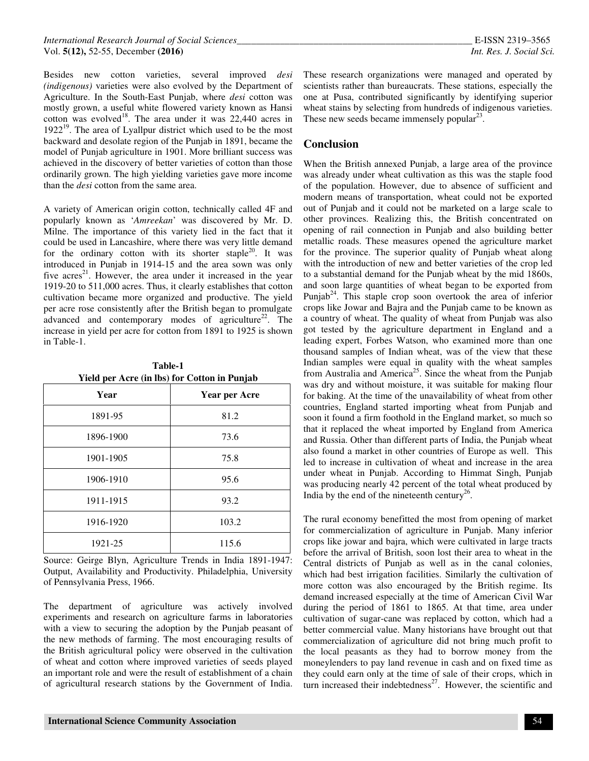Besides new cotton varieties, several improved *desi (indigenous)* varieties were also evolved by the Department of Agriculture. In the South-East Punjab, where *desi* cotton was mostly grown, a useful white flowered variety known as Hansi cotton was evolved[18]. The area under it was 22,440 acres in 1922[19]. The area of Lyallpur district which used to be the most backward and desolate region of the Punjab in 1891, became the model of Punjab agriculture in 1901. More brilliant success was achieved in the discovery of better varieties of cotton than those ordinarily grown. The high yielding varieties gave more income than the *desi* cotton from the same area.

A variety of American origin cotton, technically called 4F and popularly known as '*Amreekan*' was discovered by Mr. D. Milne. The importance of this variety lied in the fact that it could be used in Lancashire, where there was very little demand for the ordinary cotton with its shorter staple[20]. It was introduced in Punjab in 1914-15 and the area sown was only five acres[21]. However, the area under it increased in the year 1919-20 to 511,000 acres. Thus, it clearly establishes that cotton cultivation became more organized and productive. The yield per acre rose consistently after the British began to promulgate advanced and contemporary modes of agriculture[22]. The increase in yield per acre for cotton from 1891 to 1925 is shown in Table-1.

**Table-1**
**Yield per Acre (in lbs) for Cotton in Punjab**

| Year | Year per Acre |
|---|---|
| 1891-95 | 81.2 |
| 1896-1900 | 73.6 |
| 1901-1905 | 75.8 |
| 1906-1910 | 95.6 |
| 1911-1915 | 93.2 |
| 1916-1920 | 103.2 |
| 1921-25 | 115.6 |

Source: Geirge Blyn, Agriculture Trends in India 1891-1947: Output, Availability and Productivity. Philadelphia, University of Pennsylvania Press, 1966.

The department of agriculture was actively involved experiments and research on agriculture farms in laboratories with a view to securing the adoption by the Punjab peasant of the new methods of farming. The most encouraging results of the British agricultural policy were observed in the cultivation of wheat and cotton where improved varieties of seeds played an important role and were the result of establishment of a chain of agricultural research stations by the Government of India. These research organizations were managed and operated by scientists rather than bureaucrats. These stations, especially the one at Pusa, contributed significantly by identifying superior wheat stains by selecting from hundreds of indigenous varieties. These new seeds became immensely popular[23].

## Conclusion

When the British annexed Punjab, a large area of the province was already under wheat cultivation as this was the staple food of the population. However, due to absence of sufficient and modern means of transportation, wheat could not be exported out of Punjab and it could not be marketed on a large scale to other provinces. Realizing this, the British concentrated on opening of rail connection in Punjab and also building better metallic roads. These measures opened the agriculture market for the province. The superior quality of Punjab wheat along with the introduction of new and better varieties of the crop led to a substantial demand for the Punjab wheat by the mid 1860s, and soon large quantities of wheat began to be exported from Punjab[24]. This staple crop soon overtook the area of inferior crops like Jowar and Bajra and the Punjab came to be known as a country of wheat. The quality of wheat from Punjab was also got tested by the agriculture department in England and a leading expert, Forbes Watson, who examined more than one thousand samples of Indian wheat, was of the view that these Indian samples were equal in quality with the wheat samples from Australia and America[25]. Since the wheat from the Punjab was dry and without moisture, it was suitable for making flour for baking. At the time of the unavailability of wheat from other countries, England started importing wheat from Punjab and soon it found a firm foothold in the England market, so much so that it replaced the wheat imported by England from America and Russia. Other than different parts of India, the Punjab wheat also found a market in other countries of Europe as well. This led to increase in cultivation of wheat and increase in the area under wheat in Punjab. According to Himmat Singh, Punjab was producing nearly 42 percent of the total wheat produced by India by the end of the nineteenth century[26].

The rural economy benefitted the most from opening of market for commercialization of agriculture in Punjab. Many inferior crops like jowar and bajra, which were cultivated in large tracts before the arrival of British, soon lost their area to wheat in the Central districts of Punjab as well as in the canal colonies, which had best irrigation facilities. Similarly the cultivation of more cotton was also encouraged by the British regime. Its demand increased especially at the time of American Civil War during the period of 1861 to 1865. At that time, area under cultivation of sugar-cane was replaced by cotton, which had a better commercial value. Many historians have brought out that commercialization of agriculture did not bring much profit to the local peasants as they had to borrow money from the moneylenders to pay land revenue in cash and on fixed time as they could earn only at the time of sale of their crops, which in turn increased their indebtedness[27]. However, the scientific and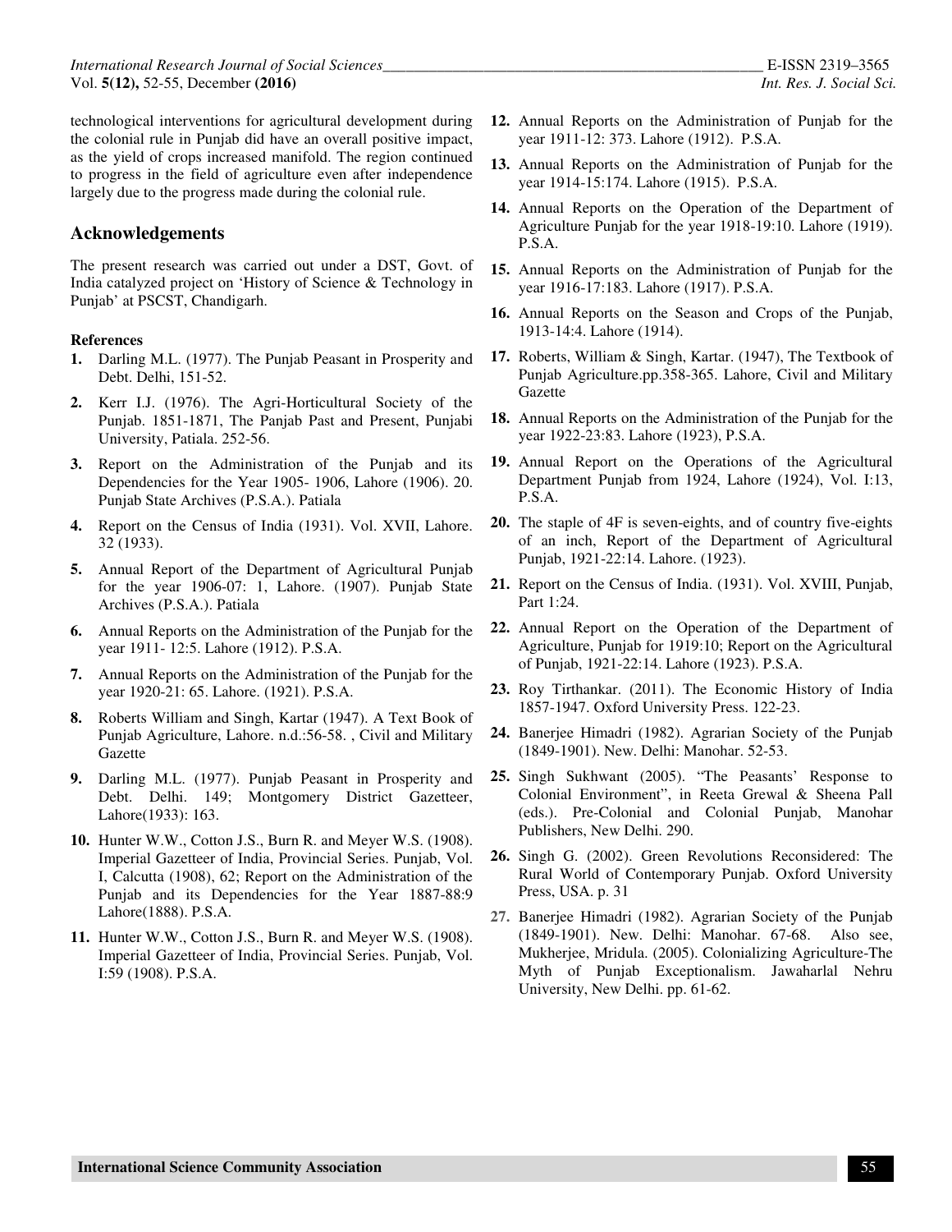technological interventions for agricultural development during the colonial rule in Punjab did have an overall positive impact, as the yield of crops increased manifold. The region continued to progress in the field of agriculture even after independence largely due to the progress made during the colonial rule.

## Acknowledgements

The present research was carried out under a DST, Govt. of India catalyzed project on 'History of Science & Technology in Punjab' at PSCST, Chandigarh.

### References

1. Darling M.L. (1977). The Punjab Peasant in Prosperity and Debt. Delhi, 151-52.
2. Kerr I.J. (1976). The Agri-Horticultural Society of the Punjab. 1851-1871, The Panjab Past and Present, Punjabi University, Patiala. 252-56.
3. Report on the Administration of the Punjab and its Dependencies for the Year 1905- 1906, Lahore (1906). 20. Punjab State Archives (P.S.A.). Patiala
4. Report on the Census of India (1931). Vol. XVII, Lahore. 32 (1933).
5. Annual Report of the Department of Agricultural Punjab for the year 1906-07: 1, Lahore. (1907). Punjab State Archives (P.S.A.). Patiala
6. Annual Reports on the Administration of the Punjab for the year 1911- 12:5. Lahore (1912). P.S.A.
7. Annual Reports on the Administration of the Punjab for the year 1920-21: 65. Lahore. (1921). P.S.A.
8. Roberts William and Singh, Kartar (1947). A Text Book of Punjab Agriculture, Lahore. n.d.:56-58. , Civil and Military Gazette
9. Darling M.L. (1977). Punjab Peasant in Prosperity and Debt. Delhi. 149; Montgomery District Gazetteer, Lahore(1933): 163.
10. Hunter W.W., Cotton J.S., Burn R. and Meyer W.S. (1908). Imperial Gazetteer of India, Provincial Series. Punjab, Vol. I, Calcutta (1908), 62; Report on the Administration of the Punjab and its Dependencies for the Year 1887-88:9 Lahore(1888). P.S.A.
11. Hunter W.W., Cotton J.S., Burn R. and Meyer W.S. (1908). Imperial Gazetteer of India, Provincial Series. Punjab, Vol. I:59 (1908). P.S.A.
12. Annual Reports on the Administration of Punjab for the year 1911-12: 373. Lahore (1912). P.S.A.
13. Annual Reports on the Administration of Punjab for the year 1914-15:174. Lahore (1915). P.S.A.
14. Annual Reports on the Operation of the Department of Agriculture Punjab for the year 1918-19:10. Lahore (1919). P.S.A.
15. Annual Reports on the Administration of Punjab for the year 1916-17:183. Lahore (1917). P.S.A.
16. Annual Reports on the Season and Crops of the Punjab, 1913-14:4. Lahore (1914).
17. Roberts, William & Singh, Kartar. (1947), The Textbook of Punjab Agriculture.pp.358-365. Lahore, Civil and Military Gazette
18. Annual Reports on the Administration of the Punjab for the year 1922-23:83. Lahore (1923), P.S.A.
19. Annual Report on the Operations of the Agricultural Department Punjab from 1924, Lahore (1924), Vol. I:13, P.S.A.
20. The staple of 4F is seven-eights, and of country five-eights of an inch, Report of the Department of Agricultural Punjab, 1921-22:14. Lahore. (1923).
21. Report on the Census of India. (1931). Vol. XVIII, Punjab, Part 1:24.
22. Annual Report on the Operation of the Department of Agriculture, Punjab for 1919:10; Report on the Agricultural of Punjab, 1921-22:14. Lahore (1923). P.S.A.
23. Roy Tirthankar. (2011). The Economic History of India 1857-1947. Oxford University Press. 122-23.
24. Banerjee Himadri (1982). Agrarian Society of the Punjab (1849-1901). New. Delhi: Manohar. 52-53.
25. Singh Sukhwant (2005). "The Peasants' Response to Colonial Environment", in Reeta Grewal & Sheena Pall (eds.). Pre-Colonial and Colonial Punjab, Manohar Publishers, New Delhi. 290.
26. Singh G. (2002). Green Revolutions Reconsidered: The Rural World of Contemporary Punjab. Oxford University Press, USA. p. 31
27. Banerjee Himadri (1982). Agrarian Society of the Punjab (1849-1901). New. Delhi: Manohar. 67-68. Also see, Mukherjee, Mridula. (2005). Colonializing Agriculture-The Myth of Punjab Exceptionalism. Jawaharlal Nehru University, New Delhi. pp. 61-62.